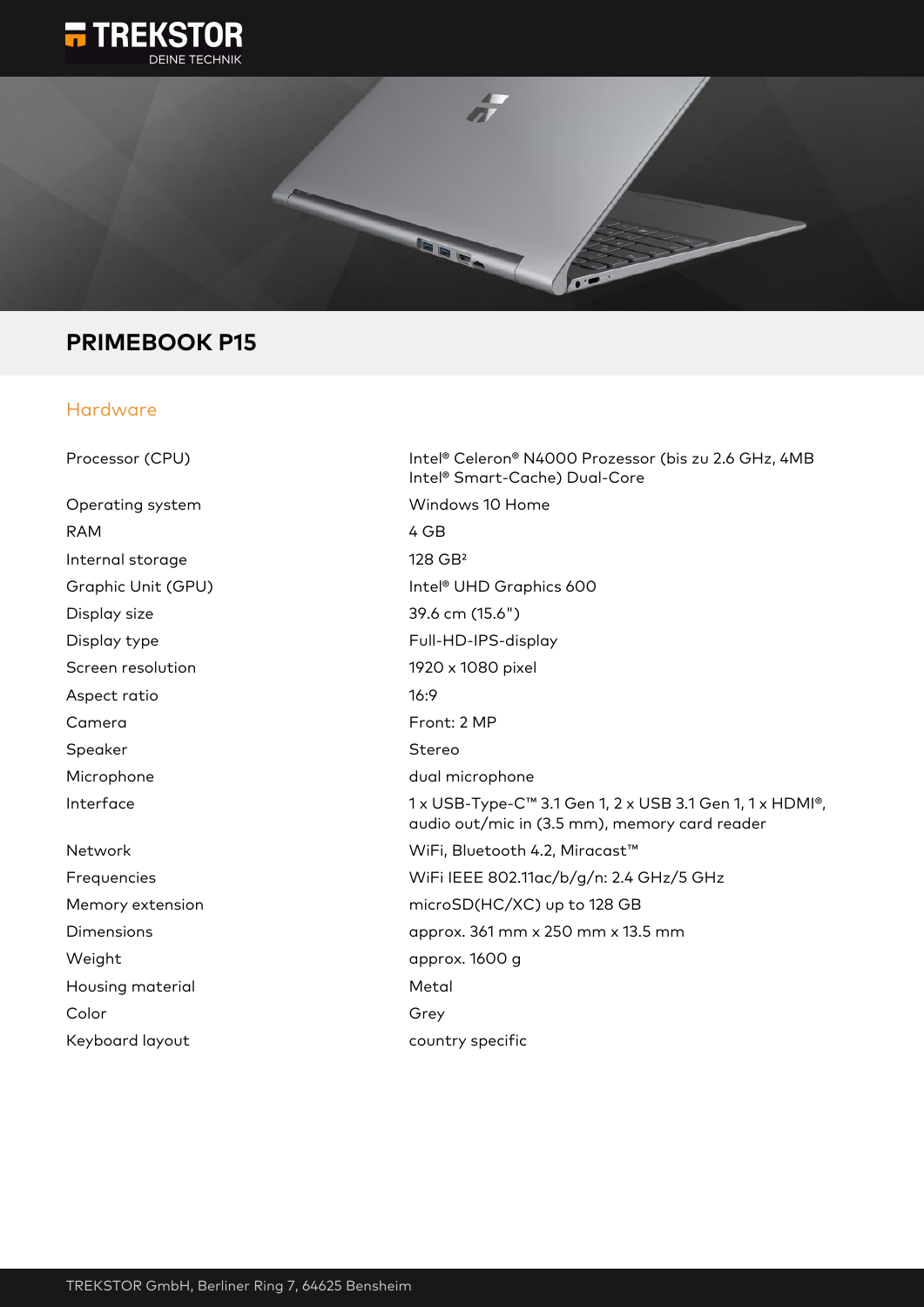# PRIMEBOOK P15

## Hardware

| | |
|---|---|
| Processor (CPU) | Intel® Celeron® N4000 Prozessor (bis zu 2.6 GHz, 4MB Intel® Smart-Cache) Dual-Core |
| Operating system | Windows 10 Home |
| RAM | 4 GB |
| Internal storage | 128 GB² |
| Graphic Unit (GPU) | Intel® UHD Graphics 600 |
| Display size | 39.6 cm (15.6") |
| Display type | Full-HD-IPS-display |
| Screen resolution | 1920 x 1080 pixel |
| Aspect ratio | 16:9 |
| Camera | Front: 2 MP |
| Speaker | Stereo |
| Microphone | dual microphone |
| Interface | 1 x USB-Type-C™ 3.1 Gen 1, 2 x USB 3.1 Gen 1, 1 x HDMI®, audio out/mic in (3.5 mm), memory card reader |
| Network | WiFi, Bluetooth 4.2, Miracast™ |
| Frequencies | WiFi IEEE 802.11ac/b/g/n: 2.4 GHz/5 GHz |
| Memory extension | microSD(HC/XC) up to 128 GB |
| Dimensions | approx. 361 mm x 250 mm x 13.5 mm |
| Weight | approx. 1600 g |
| Housing material | Metal |
| Color | Grey |
| Keyboard layout | country specific |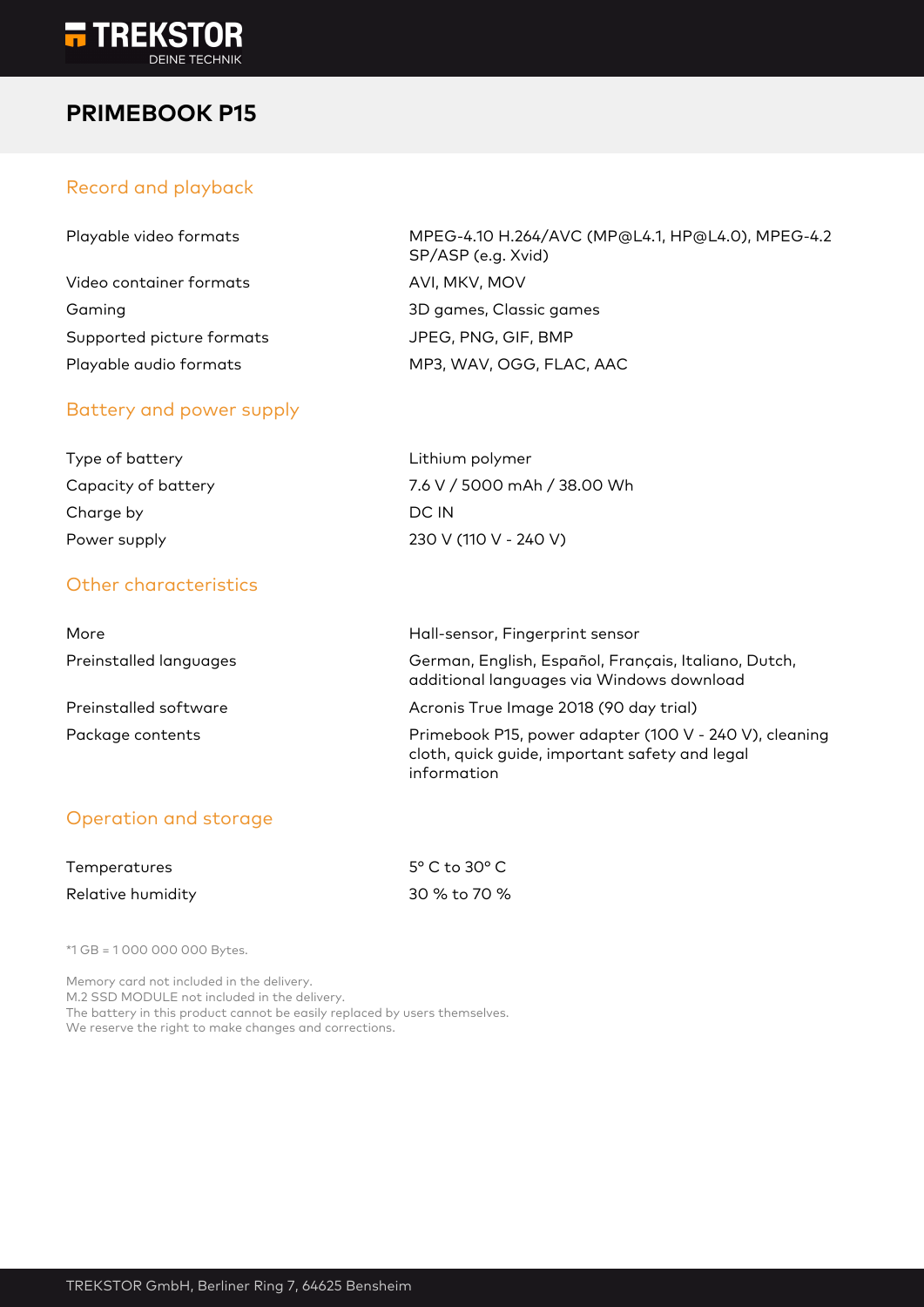# PRIMEBOOK P15

## Record and playback

| | |
|---|---|
| Playable video formats | MPEG-4.10 H.264/AVC (MP@L4.1, HP@L4.0), MPEG-4.2 SP/ASP (e.g. Xvid) |
| Video container formats | AVI, MKV, MOV |
| Gaming | 3D games, Classic games |
| Supported picture formats | JPEG, PNG, GIF, BMP |
| Playable audio formats | MP3, WAV, OGG, FLAC, AAC |

## Battery and power supply

| | |
|---|---|
| Type of battery | Lithium polymer |
| Capacity of battery | 7.6 V / 5000 mAh / 38.00 Wh |
| Charge by | DC IN |
| Power supply | 230 V (110 V - 240 V) |

## Other characteristics

| | |
|---|---|
| More | Hall-sensor, Fingerprint sensor |
| Preinstalled languages | German, English, Español, Français, Italiano, Dutch, additional languages via Windows download |
| Preinstalled software | Acronis True Image 2018 (90 day trial) |
| Package contents | Primebook P15, power adapter (100 V - 240 V), cleaning cloth, quick guide, important safety and legal information |

## Operation and storage

| | |
|---|---|
| Temperatures | 5° C to 30° C |
| Relative humidity | 30 % to 70 % |

*1 GB = 1 000 000 000 Bytes.

Memory card not included in the delivery.
M.2 SSD MODULE not included in the delivery.
The battery in this product cannot be easily replaced by users themselves.
We reserve the right to make changes and corrections.